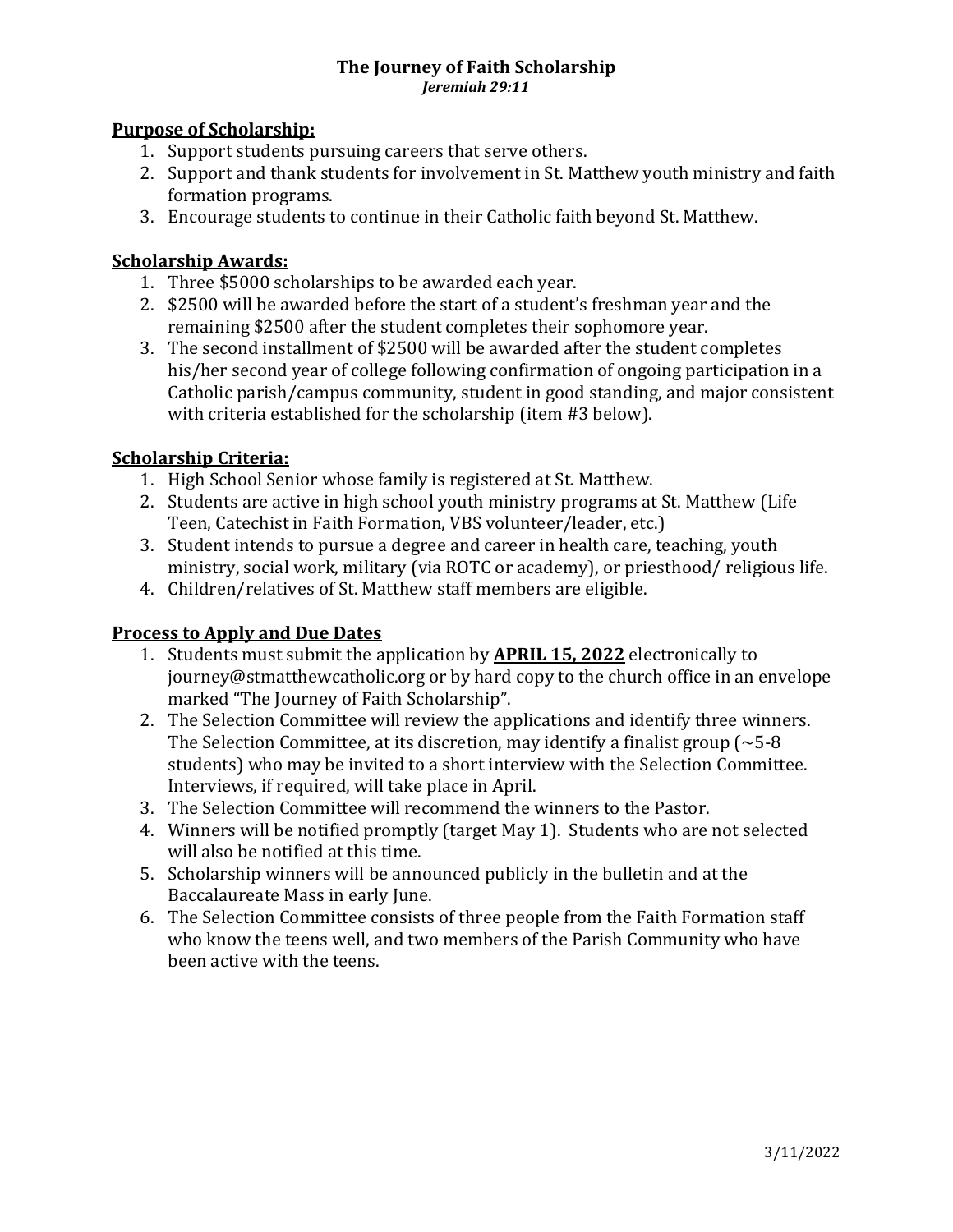# The Journey of Faith Scholarship

***Jeremiah 29:11***

## Purpose of Scholarship:

1. Support students pursuing careers that serve others.
2. Support and thank students for involvement in St. Matthew youth ministry and faith formation programs.
3. Encourage students to continue in their Catholic faith beyond St. Matthew.

## Scholarship Awards:

1. Three $5000 scholarships to be awarded each year.
2. $2500 will be awarded before the start of a student's freshman year and the remaining $2500 after the student completes their sophomore year.
3. The second installment of $2500 will be awarded after the student completes his/her second year of college following confirmation of ongoing participation in a Catholic parish/campus community, student in good standing, and major consistent with criteria established for the scholarship (item #3 below).

## Scholarship Criteria:

1. High School Senior whose family is registered at St. Matthew.
2. Students are active in high school youth ministry programs at St. Matthew (Life Teen, Catechist in Faith Formation, VBS volunteer/leader, etc.)
3. Student intends to pursue a degree and career in health care, teaching, youth ministry, social work, military (via ROTC or academy), or priesthood/ religious life.
4. Children/relatives of St. Matthew staff members are eligible.

## Process to Apply and Due Dates

1. Students must submit the application by **APRIL 15, 2022** electronically to journey@stmatthewcatholic.org or by hard copy to the church office in an envelope marked "The Journey of Faith Scholarship".
2. The Selection Committee will review the applications and identify three winners. The Selection Committee, at its discretion, may identify a finalist group (~5-8 students) who may be invited to a short interview with the Selection Committee. Interviews, if required, will take place in April.
3. The Selection Committee will recommend the winners to the Pastor.
4. Winners will be notified promptly (target May 1). Students who are not selected will also be notified at this time.
5. Scholarship winners will be announced publicly in the bulletin and at the Baccalaureate Mass in early June.
6. The Selection Committee consists of three people from the Faith Formation staff who know the teens well, and two members of the Parish Community who have been active with the teens.

3/11/2022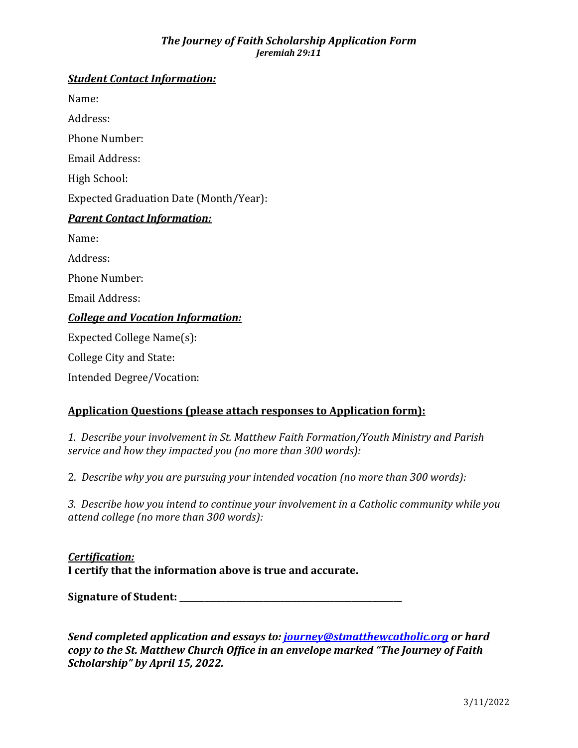## *The Journey of Faith Scholarship Application Form*
***Jeremiah 29:11***

***Student Contact Information:***

Name:

Address:

Phone Number:

Email Address:

High School:

Expected Graduation Date (Month/Year):

***Parent Contact Information:***

Name:

Address:

Phone Number:

Email Address:

***College and Vocation Information:***

Expected College Name(s):

College City and State:

Intended Degree/Vocation:

**Application Questions (please attach responses to Application form):**

*1. Describe your involvement in St. Matthew Faith Formation/Youth Ministry and Parish service and how they impacted you (no more than 300 words):*

2. *Describe why you are pursuing your intended vocation (no more than 300 words):*

*3. Describe how you intend to continue your involvement in a Catholic community while you attend college (no more than 300 words):*

***Certification:***
**I certify that the information above is true and accurate.**

**Signature of Student: \_\_\_\_\_\_\_\_\_\_\_\_\_\_\_\_\_\_\_\_\_\_\_\_\_\_\_\_\_\_\_\_\_\_\_\_\_\_\_\_\_\_\_\_\_\_\_\_\_\_\_\_\_**

***Send completed application and essays to: journey@stmatthewcatholic.org or hard copy to the St. Matthew Church Office in an envelope marked "The Journey of Faith Scholarship" by April 15, 2022.***

3/11/2022